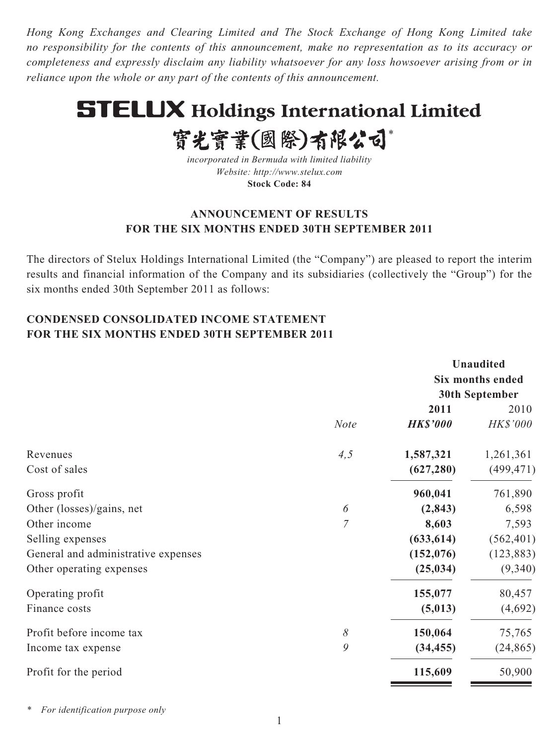*Hong Kong Exchanges and Clearing Limited and The Stock Exchange of Hong Kong Limited take no responsibility for the contents of this announcement, make no representation as to its accuracy or completeness and expressly disclaim any liability whatsoever for any loss howsoever arising from or in reliance upon the whole or any part of the contents of this announcement.*

# STELUX Holdings International Limited

# 寶光實業(國際)有限公司*

*incorporated in Bermuda with limited liability*
*Website: http://www.stelux.com*
**Stock Code: 84**

## ANNOUNCEMENT OF RESULTS FOR THE SIX MONTHS ENDED 30TH SEPTEMBER 2011

The directors of Stelux Holdings International Limited (the "Company") are pleased to report the interim results and financial information of the Company and its subsidiaries (collectively the "Group") for the six months ended 30th September 2011 as follows:

## CONDENSED CONSOLIDATED INCOME STATEMENT FOR THE SIX MONTHS ENDED 30TH SEPTEMBER 2011

| | | **Unaudited Six months ended 30th September** | |
|---|---|---|---|
| | | **2011** | 2010 |
| | *Note* | ***HK$'000*** | *HK$'000* |
| Revenues | *4,5* | **1,587,321** | 1,261,361 |
| Cost of sales | | **(627,280)** | (499,471) |
| Gross profit | | **960,041** | 761,890 |
| Other (losses)/gains, net | *6* | **(2,843)** | 6,598 |
| Other income | *7* | **8,603** | 7,593 |
| Selling expenses | | **(633,614)** | (562,401) |
| General and administrative expenses | | **(152,076)** | (123,883) |
| Other operating expenses | | **(25,034)** | (9,340) |
| Operating profit | | **155,077** | 80,457 |
| Finance costs | | **(5,013)** | (4,692) |
| Profit before income tax | *8* | **150,064** | 75,765 |
| Income tax expense | *9* | **(34,455)** | (24,865) |
| Profit for the period | | **115,609** | 50,900 |

\* *For identification purpose only*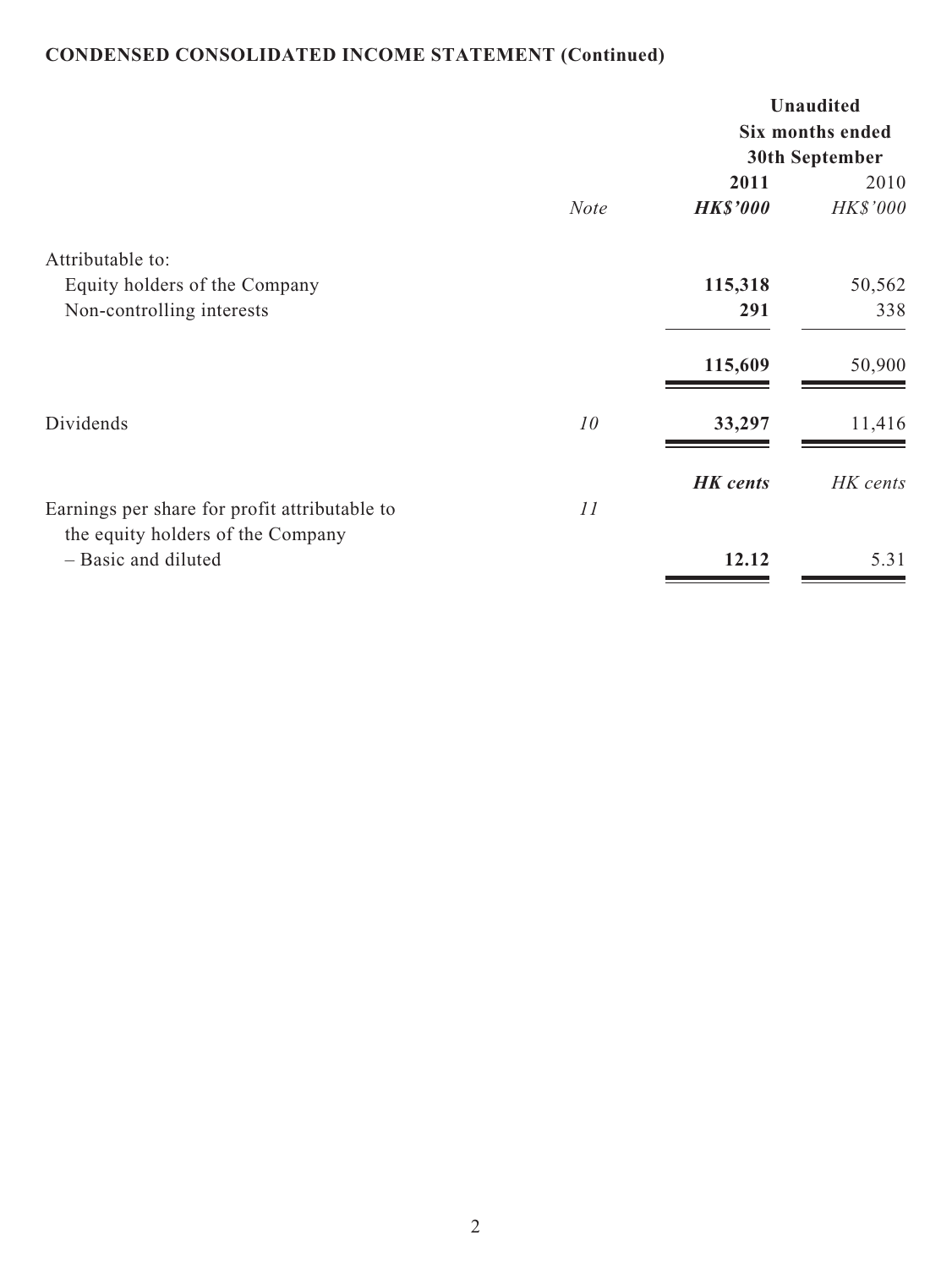**CONDENSED CONSOLIDATED INCOME STATEMENT (Continued)**

| | | Unaudited | |
|---|---|---|---|
| | | Six months ended 30th September | |
| | | **2011** | 2010 |
| | *Note* | ***HK$'000*** | *HK$'000* |
| Attributable to: | | | |
| Equity holders of the Company | | **115,318** | 50,562 |
| Non-controlling interests | | **291** | 338 |
| | | **115,609** | 50,900 |
| Dividends | *10* | **33,297** | 11,416 |
| | | ***HK cents*** | *HK cents* |
| Earnings per share for profit attributable to the equity holders of the Company | *11* | | |
| – Basic and diluted | | **12.12** | 5.31 |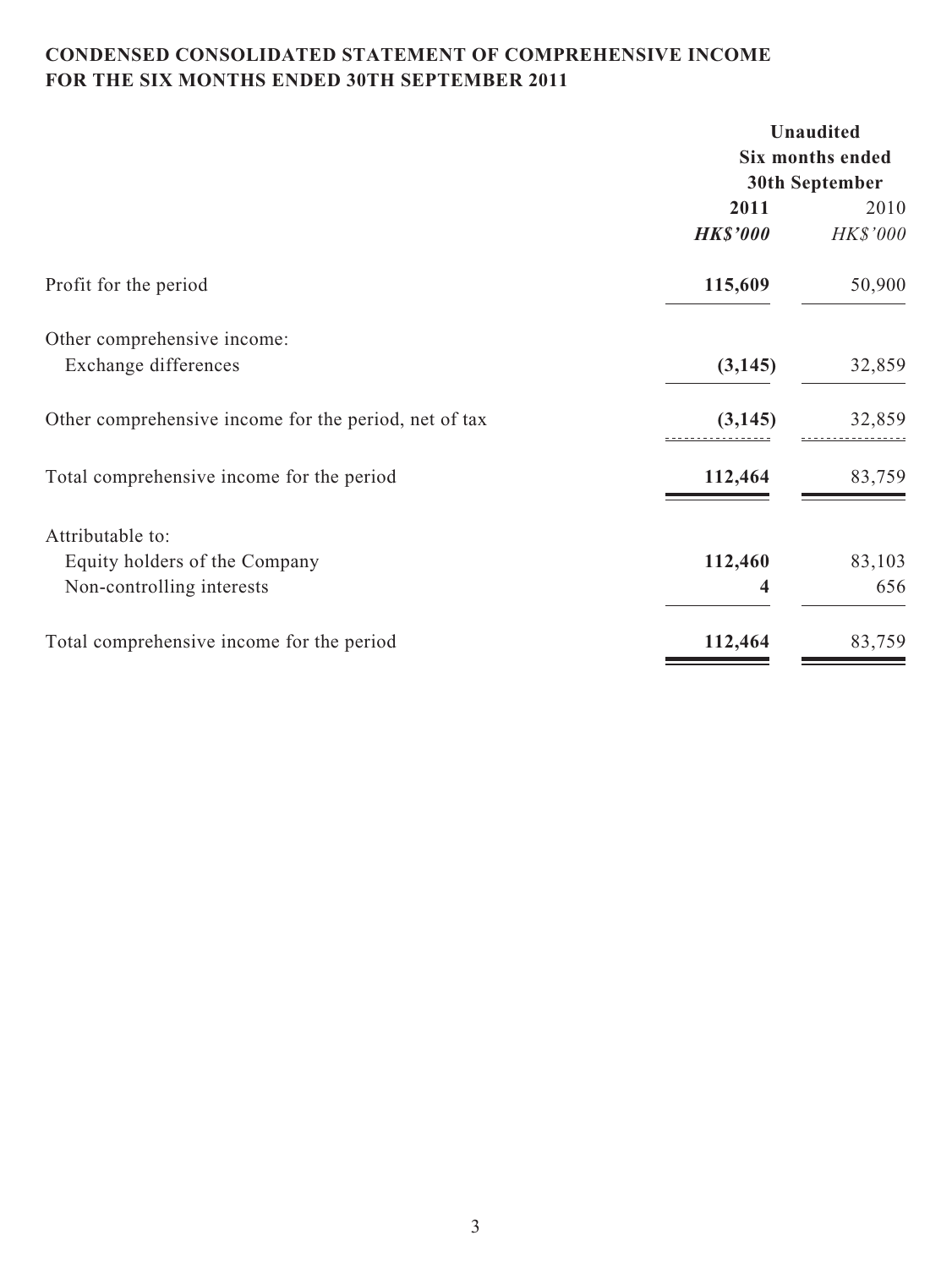**CONDENSED CONSOLIDATED STATEMENT OF COMPREHENSIVE INCOME**
**FOR THE SIX MONTHS ENDED 30TH SEPTEMBER 2011**

| | **Unaudited Six months ended 30th September** | |
|---|---|---|
| | **2011** | 2010 |
| | ***HK$'000*** | *HK$'000* |
| Profit for the period | **115,609** | 50,900 |
| Other comprehensive income: | | |
| Exchange differences | **(3,145)** | 32,859 |
| Other comprehensive income for the period, net of tax | **(3,145)** | 32,859 |
| Total comprehensive income for the period | **112,464** | 83,759 |
| Attributable to: | | |
| Equity holders of the Company | **112,460** | 83,103 |
| Non-controlling interests | **4** | 656 |
| Total comprehensive income for the period | **112,464** | 83,759 |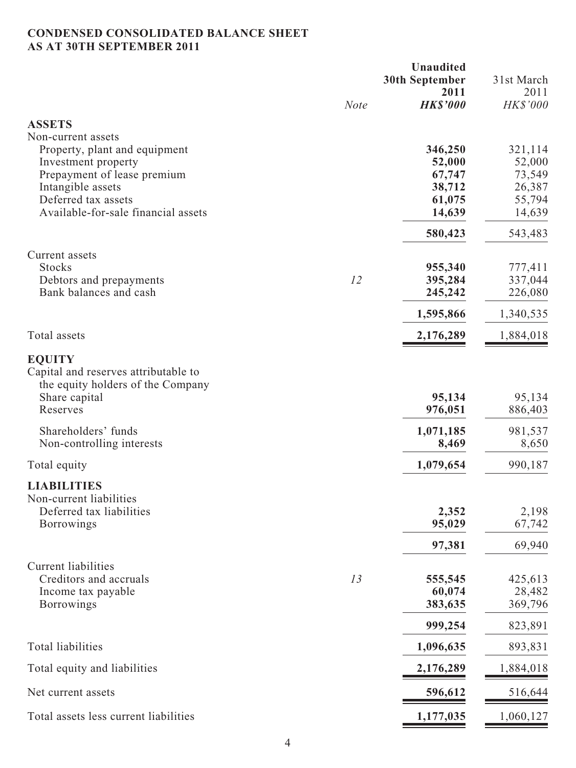**CONDENSED CONSOLIDATED BALANCE SHEET**
**AS AT 30TH SEPTEMBER 2011**

| | *Note* | **Unaudited 30th September 2011** ***HK$'000*** | 31st March 2011 *HK$'000* |
|---|---|---|---|
| **ASSETS** | | | |
| Non-current assets | | | |
| Property, plant and equipment | | **346,250** | 321,114 |
| Investment property | | **52,000** | 52,000 |
| Prepayment of lease premium | | **67,747** | 73,549 |
| Intangible assets | | **38,712** | 26,387 |
| Deferred tax assets | | **61,075** | 55,794 |
| Available-for-sale financial assets | | **14,639** | 14,639 |
| | | **580,423** | 543,483 |
| Current assets | | | |
| Stocks | | **955,340** | 777,411 |
| Debtors and prepayments | *12* | **395,284** | 337,044 |
| Bank balances and cash | | **245,242** | 226,080 |
| | | **1,595,866** | 1,340,535 |
| Total assets | | **2,176,289** | 1,884,018 |
| **EQUITY** | | | |
| Capital and reserves attributable to the equity holders of the Company | | | |
| Share capital | | **95,134** | 95,134 |
| Reserves | | **976,051** | 886,403 |
| Shareholders' funds | | **1,071,185** | 981,537 |
| Non-controlling interests | | **8,469** | 8,650 |
| Total equity | | **1,079,654** | 990,187 |
| **LIABILITIES** | | | |
| Non-current liabilities | | | |
| Deferred tax liabilities | | **2,352** | 2,198 |
| Borrowings | | **95,029** | 67,742 |
| | | **97,381** | 69,940 |
| Current liabilities | | | |
| Creditors and accruals | *13* | **555,545** | 425,613 |
| Income tax payable | | **60,074** | 28,482 |
| Borrowings | | **383,635** | 369,796 |
| | | **999,254** | 823,891 |
| Total liabilities | | **1,096,635** | 893,831 |
| Total equity and liabilities | | **2,176,289** | 1,884,018 |
| Net current assets | | **596,612** | 516,644 |
| Total assets less current liabilities | | **1,177,035** | 1,060,127 |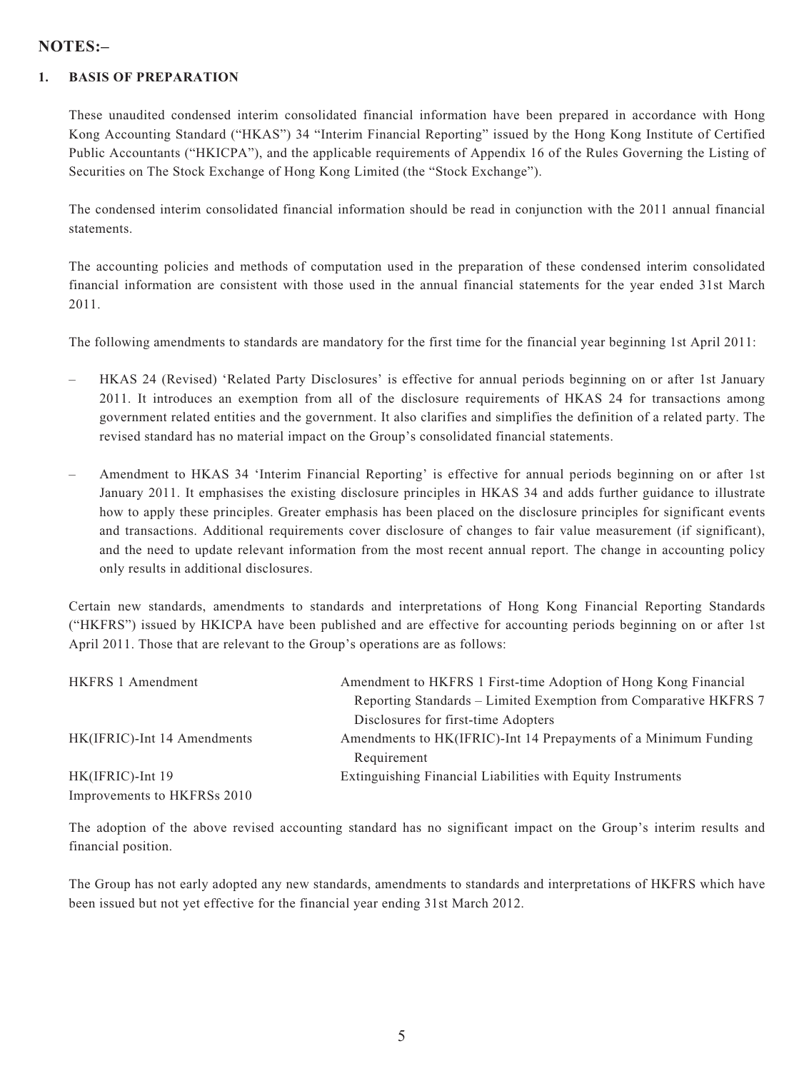## NOTES:–

### 1. BASIS OF PREPARATION

These unaudited condensed interim consolidated financial information have been prepared in accordance with Hong Kong Accounting Standard ("HKAS") 34 "Interim Financial Reporting" issued by the Hong Kong Institute of Certified Public Accountants ("HKICPA"), and the applicable requirements of Appendix 16 of the Rules Governing the Listing of Securities on The Stock Exchange of Hong Kong Limited (the "Stock Exchange").

The condensed interim consolidated financial information should be read in conjunction with the 2011 annual financial statements.

The accounting policies and methods of computation used in the preparation of these condensed interim consolidated financial information are consistent with those used in the annual financial statements for the year ended 31st March 2011.

The following amendments to standards are mandatory for the first time for the financial year beginning 1st April 2011:

– HKAS 24 (Revised) 'Related Party Disclosures' is effective for annual periods beginning on or after 1st January 2011. It introduces an exemption from all of the disclosure requirements of HKAS 24 for transactions among government related entities and the government. It also clarifies and simplifies the definition of a related party. The revised standard has no material impact on the Group's consolidated financial statements.

– Amendment to HKAS 34 'Interim Financial Reporting' is effective for annual periods beginning on or after 1st January 2011. It emphasises the existing disclosure principles in HKAS 34 and adds further guidance to illustrate how to apply these principles. Greater emphasis has been placed on the disclosure principles for significant events and transactions. Additional requirements cover disclosure of changes to fair value measurement (if significant), and the need to update relevant information from the most recent annual report. The change in accounting policy only results in additional disclosures.

Certain new standards, amendments to standards and interpretations of Hong Kong Financial Reporting Standards ("HKFRS") issued by HKICPA have been published and are effective for accounting periods beginning on or after 1st April 2011. Those that are relevant to the Group's operations are as follows:

| | |
|---|---|
| HKFRS 1 Amendment | Amendment to HKFRS 1 First-time Adoption of Hong Kong Financial Reporting Standards – Limited Exemption from Comparative HKFRS 7 Disclosures for first-time Adopters |
| HK(IFRIC)-Int 14 Amendments | Amendments to HK(IFRIC)-Int 14 Prepayments of a Minimum Funding Requirement |
| HK(IFRIC)-Int 19 | Extinguishing Financial Liabilities with Equity Instruments |
| Improvements to HKFRSs 2010 | |

The adoption of the above revised accounting standard has no significant impact on the Group's interim results and financial position.

The Group has not early adopted any new standards, amendments to standards and interpretations of HKFRS which have been issued but not yet effective for the financial year ending 31st March 2012.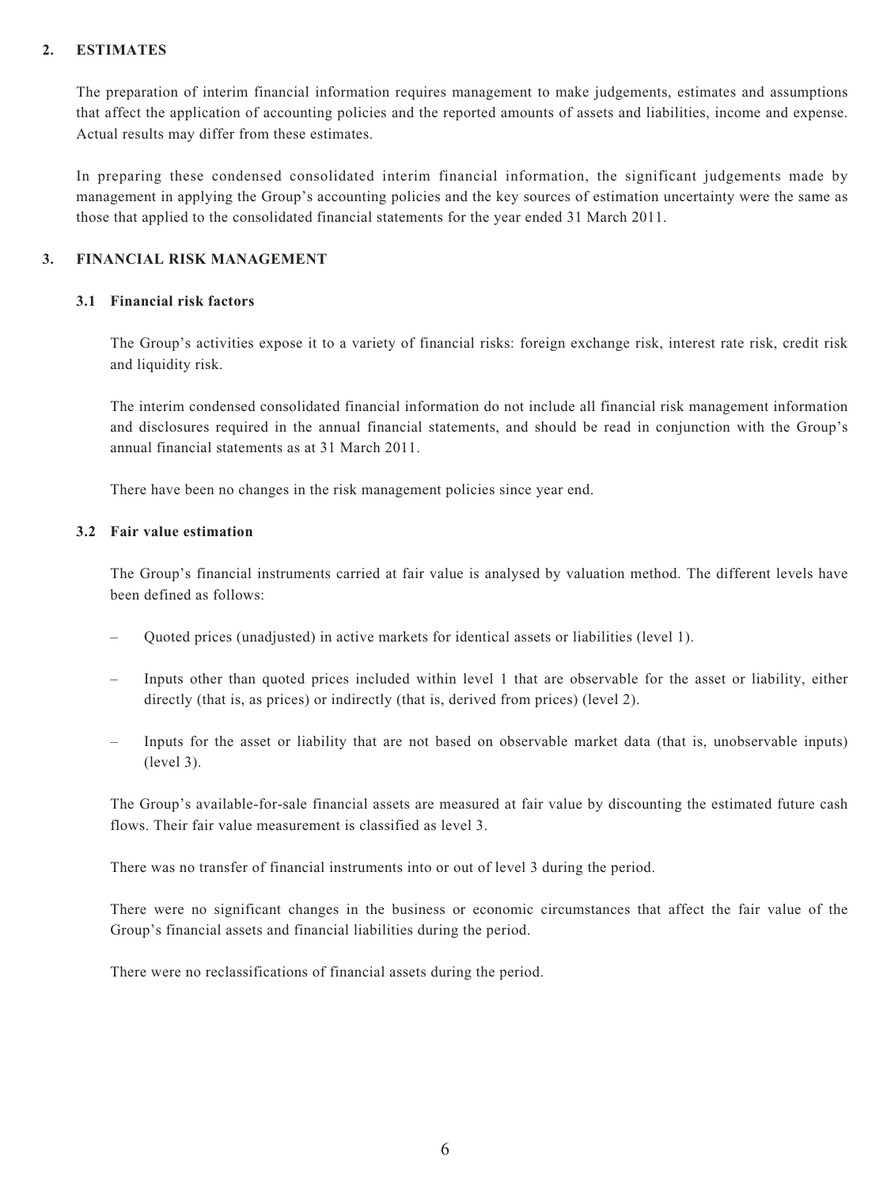## 2. ESTIMATES

The preparation of interim financial information requires management to make judgements, estimates and assumptions that affect the application of accounting policies and the reported amounts of assets and liabilities, income and expense. Actual results may differ from these estimates.

In preparing these condensed consolidated interim financial information, the significant judgements made by management in applying the Group's accounting policies and the key sources of estimation uncertainty were the same as those that applied to the consolidated financial statements for the year ended 31 March 2011.

## 3. FINANCIAL RISK MANAGEMENT

### 3.1 Financial risk factors

The Group's activities expose it to a variety of financial risks: foreign exchange risk, interest rate risk, credit risk and liquidity risk.

The interim condensed consolidated financial information do not include all financial risk management information and disclosures required in the annual financial statements, and should be read in conjunction with the Group's annual financial statements as at 31 March 2011.

There have been no changes in the risk management policies since year end.

### 3.2 Fair value estimation

The Group's financial instruments carried at fair value is analysed by valuation method. The different levels have been defined as follows:

- Quoted prices (unadjusted) in active markets for identical assets or liabilities (level 1).
- Inputs other than quoted prices included within level 1 that are observable for the asset or liability, either directly (that is, as prices) or indirectly (that is, derived from prices) (level 2).
- Inputs for the asset or liability that are not based on observable market data (that is, unobservable inputs) (level 3).

The Group's available-for-sale financial assets are measured at fair value by discounting the estimated future cash flows. Their fair value measurement is classified as level 3.

There was no transfer of financial instruments into or out of level 3 during the period.

There were no significant changes in the business or economic circumstances that affect the fair value of the Group's financial assets and financial liabilities during the period.

There were no reclassifications of financial assets during the period.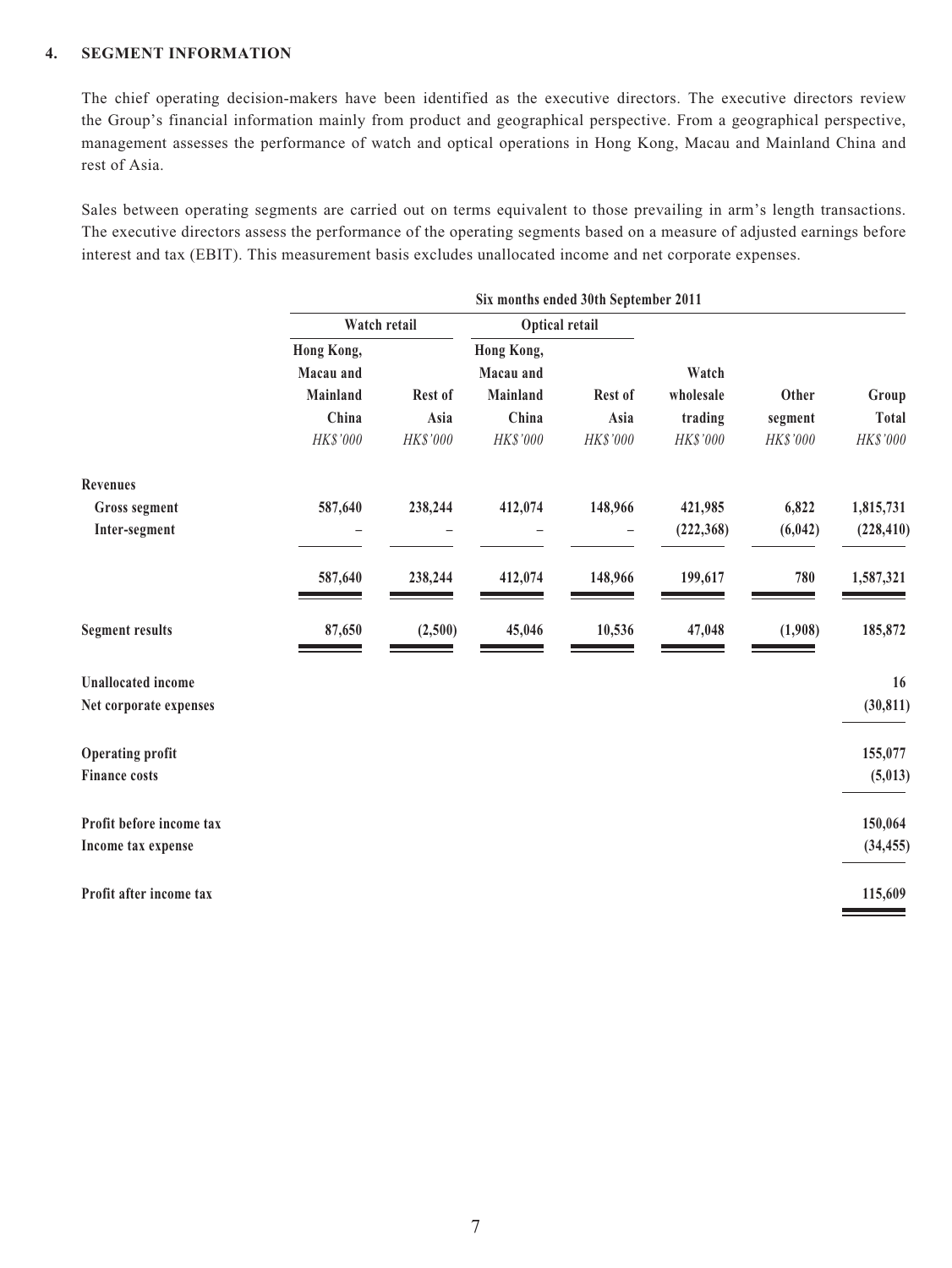#### 4. SEGMENT INFORMATION

The chief operating decision-makers have been identified as the executive directors. The executive directors review the Group's financial information mainly from product and geographical perspective. From a geographical perspective, management assesses the performance of watch and optical operations in Hong Kong, Macau and Mainland China and rest of Asia.

Sales between operating segments are carried out on terms equivalent to those prevailing in arm's length transactions. The executive directors assess the performance of the operating segments based on a measure of adjusted earnings before interest and tax (EBIT). This measurement basis excludes unallocated income and net corporate expenses.

| | Six months ended 30th September 2011 | | | | | | |
|---|---|---|---|---|---|---|---|
| | Watch retail | | Optical retail | | | | |
| | Hong Kong, Macau and Mainland China | Rest of Asia | Hong Kong, Macau and Mainland China | Rest of Asia | Watch wholesale trading | Other segment | Group Total |
| | *HK$'000* | *HK$'000* | *HK$'000* | *HK$'000* | *HK$'000* | *HK$'000* | *HK$'000* |
| **Revenues** | | | | | | | |
| **Gross segment** | **587,640** | **238,244** | **412,074** | **148,966** | **421,985** | **6,822** | **1,815,731** |
| **Inter-segment** | **–** | **–** | **–** | **–** | **(222,368)** | **(6,042)** | **(228,410)** |
| | **587,640** | **238,244** | **412,074** | **148,966** | **199,617** | **780** | **1,587,321** |
| **Segment results** | **87,650** | **(2,500)** | **45,046** | **10,536** | **47,048** | **(1,908)** | **185,872** |
| **Unallocated income** | | | | | | | **16** |
| **Net corporate expenses** | | | | | | | **(30,811)** |
| **Operating profit** | | | | | | | **155,077** |
| **Finance costs** | | | | | | | **(5,013)** |
| **Profit before income tax** | | | | | | | **150,064** |
| **Income tax expense** | | | | | | | **(34,455)** |
| **Profit after income tax** | | | | | | | **115,609** |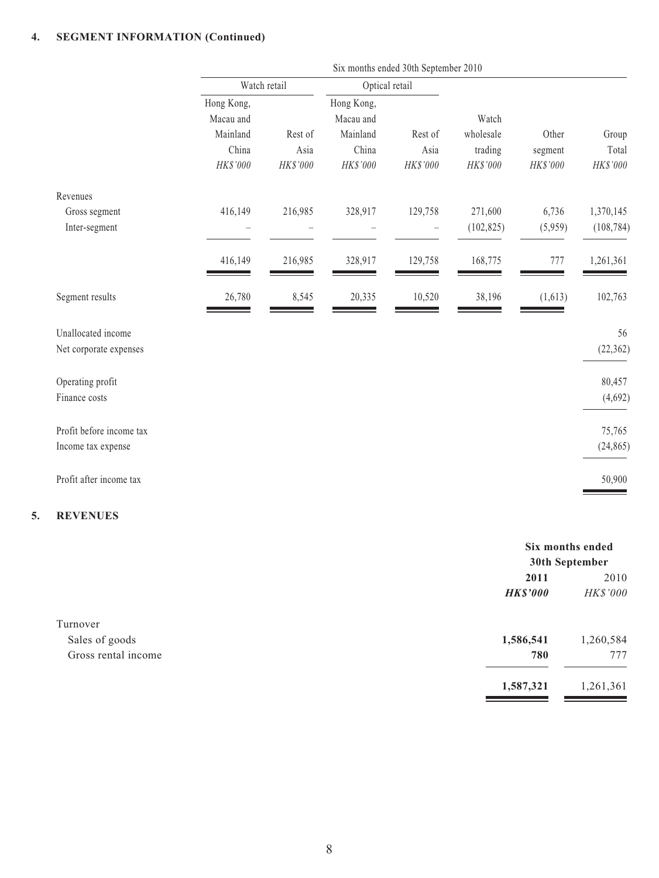## 4. SEGMENT INFORMATION (Continued)

| | Six months ended 30th September 2010 | | | | | | |
|---|---|---|---|---|---|---|---|
| | Watch retail | | Optical retail | | | | |
| | Hong Kong, Macau and Mainland China | Rest of Asia | Hong Kong, Macau and Mainland China | Rest of Asia | Watch wholesale trading | Other segment | Group Total |
| | *HK$'000* | *HK$'000* | *HK$'000* | *HK$'000* | *HK$'000* | *HK$'000* | *HK$'000* |
| Revenues | | | | | | | |
| Gross segment | 416,149 | 216,985 | 328,917 | 129,758 | 271,600 | 6,736 | 1,370,145 |
| Inter-segment | – | – | – | – | (102,825) | (5,959) | (108,784) |
| | 416,149 | 216,985 | 328,917 | 129,758 | 168,775 | 777 | 1,261,361 |
| Segment results | 26,780 | 8,545 | 20,335 | 10,520 | 38,196 | (1,613) | 102,763 |
| Unallocated income | | | | | | | 56 |
| Net corporate expenses | | | | | | | (22,362) |
| Operating profit | | | | | | | 80,457 |
| Finance costs | | | | | | | (4,692) |
| Profit before income tax | | | | | | | 75,765 |
| Income tax expense | | | | | | | (24,865) |
| Profit after income tax | | | | | | | 50,900 |

## 5. REVENUES

| | Six months ended 30th September | |
|---|---|---|
| | **2011** | 2010 |
| | ***HK$'000*** | *HK$'000* |
| Turnover | | |
| Sales of goods | **1,586,541** | 1,260,584 |
| Gross rental income | **780** | 777 |
| | **1,587,321** | 1,261,361 |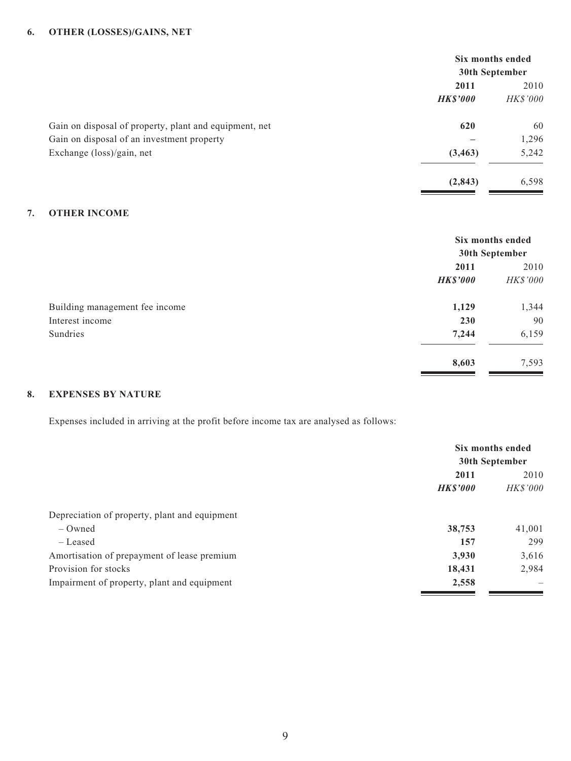## 6. OTHER (LOSSES)/GAINS, NET

| | Six months ended 30th September | |
|---|---|---|
| | **2011** | 2010 |
| | ***HK$'000*** | *HK$'000* |
| Gain on disposal of property, plant and equipment, net | **620** | 60 |
| Gain on disposal of an investment property | **–** | 1,296 |
| Exchange (loss)/gain, net | **(3,463)** | 5,242 |
| | **(2,843)** | 6,598 |

## 7. OTHER INCOME

| | Six months ended 30th September | |
|---|---|---|
| | **2011** | 2010 |
| | ***HK$'000*** | *HK$'000* |
| Building management fee income | **1,129** | 1,344 |
| Interest income | **230** | 90 |
| Sundries | **7,244** | 6,159 |
| | **8,603** | 7,593 |

## 8. EXPENSES BY NATURE

Expenses included in arriving at the profit before income tax are analysed as follows:

| | Six months ended 30th September | |
|---|---|---|
| | **2011** | 2010 |
| | ***HK$'000*** | *HK$'000* |
| Depreciation of property, plant and equipment | | |
| – Owned | **38,753** | 41,001 |
| – Leased | **157** | 299 |
| Amortisation of prepayment of lease premium | **3,930** | 3,616 |
| Provision for stocks | **18,431** | 2,984 |
| Impairment of property, plant and equipment | **2,558** | – |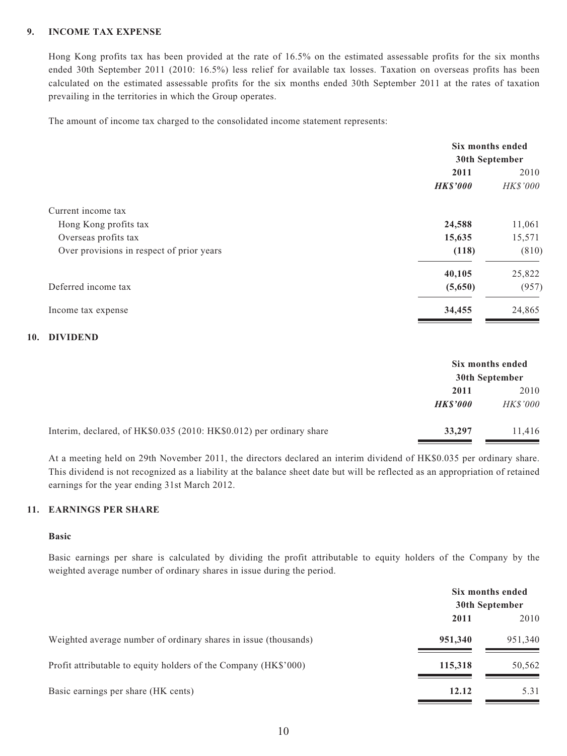## 9. INCOME TAX EXPENSE

Hong Kong profits tax has been provided at the rate of 16.5% on the estimated assessable profits for the six months ended 30th September 2011 (2010: 16.5%) less relief for available tax losses. Taxation on overseas profits has been calculated on the estimated assessable profits for the six months ended 30th September 2011 at the rates of taxation prevailing in the territories in which the Group operates.

The amount of income tax charged to the consolidated income statement represents:

| | Six months ended 30th September | |
|---|---|---|
| | **2011** | 2010 |
| | ***HK$'000*** | *HK$'000* |
| Current income tax | | |
| Hong Kong profits tax | **24,588** | 11,061 |
| Overseas profits tax | **15,635** | 15,571 |
| Over provisions in respect of prior years | **(118)** | (810) |
| | **40,105** | 25,822 |
| Deferred income tax | **(5,650)** | (957) |
| Income tax expense | **34,455** | 24,865 |

## 10. DIVIDEND

| | Six months ended 30th September | |
|---|---|---|
| | **2011** | 2010 |
| | ***HK$'000*** | *HK$'000* |
| Interim, declared, of HK$0.035 (2010: HK$0.012) per ordinary share | **33,297** | 11,416 |

At a meeting held on 29th November 2011, the directors declared an interim dividend of HK$0.035 per ordinary share. This dividend is not recognized as a liability at the balance sheet date but will be reflected as an appropriation of retained earnings for the year ending 31st March 2012.

## 11. EARNINGS PER SHARE

### Basic

Basic earnings per share is calculated by dividing the profit attributable to equity holders of the Company by the weighted average number of ordinary shares in issue during the period.

| | Six months ended 30th September | |
|---|---|---|
| | **2011** | 2010 |
| Weighted average number of ordinary shares in issue (thousands) | **951,340** | 951,340 |
| Profit attributable to equity holders of the Company (HK$'000) | **115,318** | 50,562 |
| Basic earnings per share (HK cents) | **12.12** | 5.31 |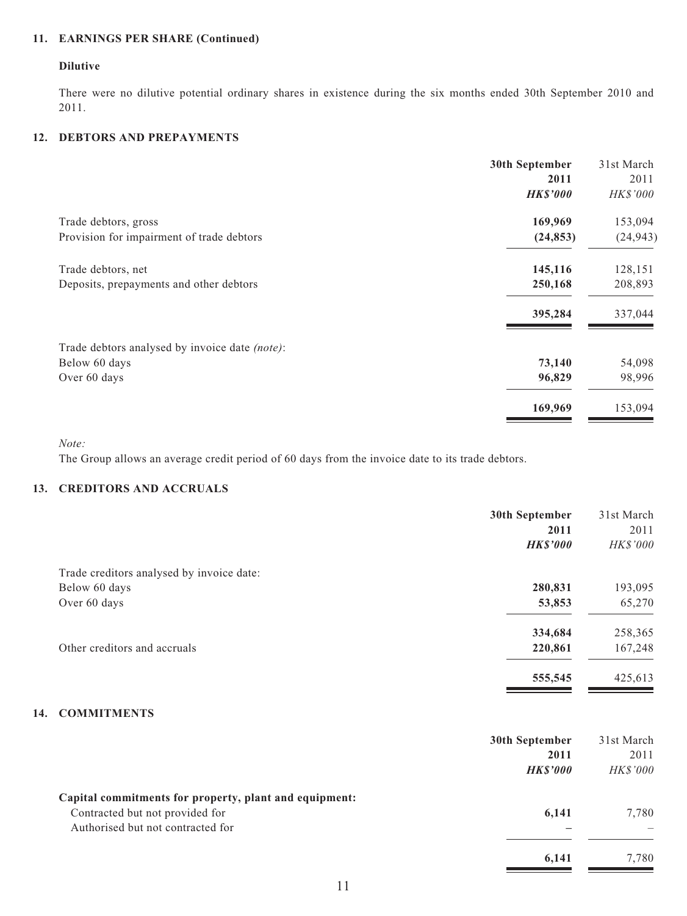## 11. EARNINGS PER SHARE (Continued)

### Dilutive

There were no dilutive potential ordinary shares in existence during the six months ended 30th September 2010 and 2011.

## 12. DEBTORS AND PREPAYMENTS

| | **30th September 2011** | 31st March 2011 |
|---|---|---|
| | ***HK$'000*** | *HK$'000* |
| Trade debtors, gross | **169,969** | 153,094 |
| Provision for impairment of trade debtors | **(24,853)** | (24,943) |
| Trade debtors, net | **145,116** | 128,151 |
| Deposits, prepayments and other debtors | **250,168** | 208,893 |
| | **395,284** | 337,044 |
| Trade debtors analysed by invoice date *(note)*: | | |
| Below 60 days | **73,140** | 54,098 |
| Over 60 days | **96,829** | 98,996 |
| | **169,969** | 153,094 |

*Note:*

The Group allows an average credit period of 60 days from the invoice date to its trade debtors.

## 13. CREDITORS AND ACCRUALS

| | **30th September 2011** | 31st March 2011 |
|---|---|---|
| | ***HK$'000*** | *HK$'000* |
| Trade creditors analysed by invoice date: | | |
| Below 60 days | **280,831** | 193,095 |
| Over 60 days | **53,853** | 65,270 |
| | **334,684** | 258,365 |
| Other creditors and accruals | **220,861** | 167,248 |
| | **555,545** | 425,613 |

## 14. COMMITMENTS

| | **30th September 2011** | 31st March 2011 |
|---|---|---|
| | ***HK$'000*** | *HK$'000* |
| **Capital commitments for property, plant and equipment:** | | |
| Contracted but not provided for | **6,141** | 7,780 |
| Authorised but not contracted for | **–** | – |
| | **6,141** | 7,780 |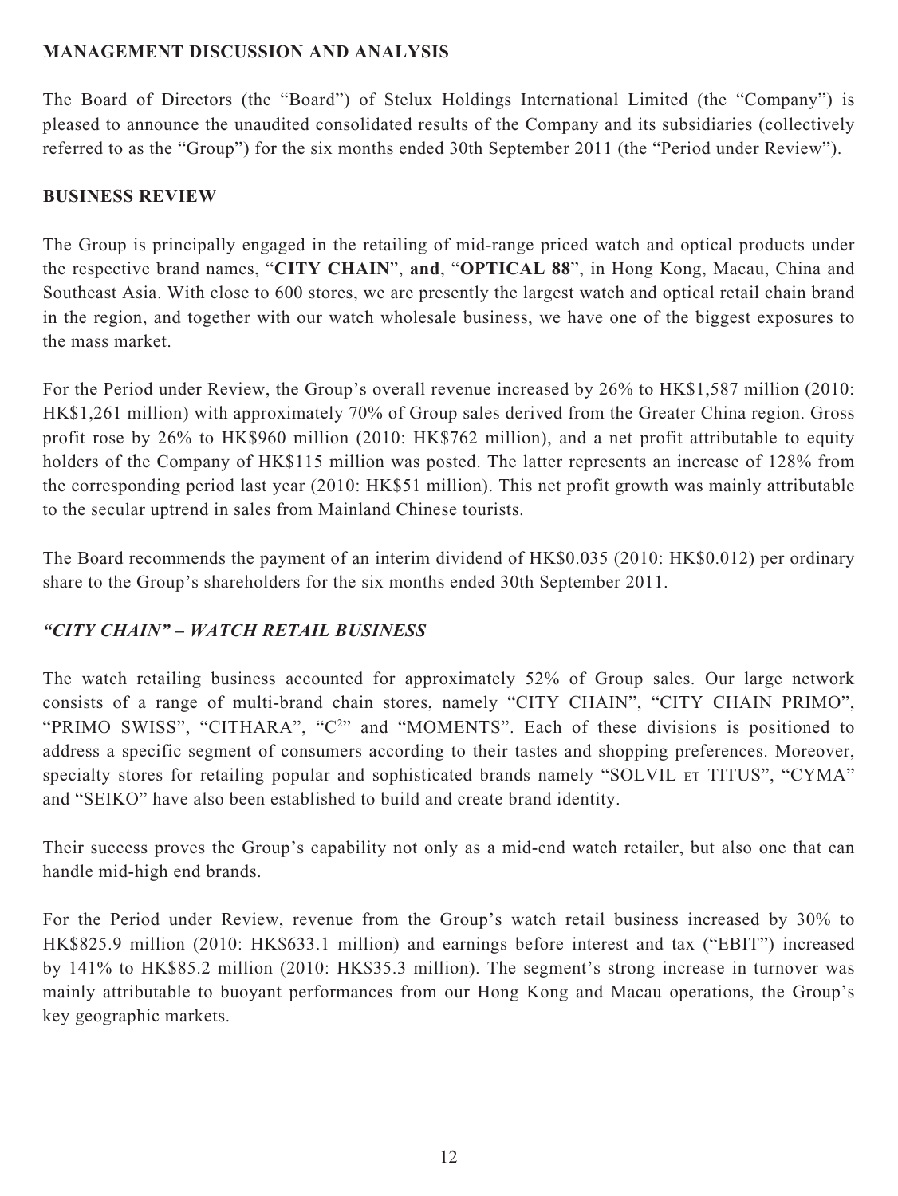**MANAGEMENT DISCUSSION AND ANALYSIS**

The Board of Directors (the "Board") of Stelux Holdings International Limited (the "Company") is pleased to announce the unaudited consolidated results of the Company and its subsidiaries (collectively referred to as the "Group") for the six months ended 30th September 2011 (the "Period under Review").

**BUSINESS REVIEW**

The Group is principally engaged in the retailing of mid-range priced watch and optical products under the respective brand names, "**CITY CHAIN**", **and**, "**OPTICAL 88**", in Hong Kong, Macau, China and Southeast Asia. With close to 600 stores, we are presently the largest watch and optical retail chain brand in the region, and together with our watch wholesale business, we have one of the biggest exposures to the mass market.

For the Period under Review, the Group's overall revenue increased by 26% to HK$1,587 million (2010: HK$1,261 million) with approximately 70% of Group sales derived from the Greater China region. Gross profit rose by 26% to HK$960 million (2010: HK$762 million), and a net profit attributable to equity holders of the Company of HK$115 million was posted. The latter represents an increase of 128% from the corresponding period last year (2010: HK$51 million). This net profit growth was mainly attributable to the secular uptrend in sales from Mainland Chinese tourists.

The Board recommends the payment of an interim dividend of HK$0.035 (2010: HK$0.012) per ordinary share to the Group's shareholders for the six months ended 30th September 2011.

***"CITY CHAIN" – WATCH RETAIL BUSINESS***

The watch retailing business accounted for approximately 52% of Group sales. Our large network consists of a range of multi-brand chain stores, namely "CITY CHAIN", "CITY CHAIN PRIMO", "PRIMO SWISS", "CITHARA", "C$^2$" and "MOMENTS". Each of these divisions is positioned to address a specific segment of consumers according to their tastes and shopping preferences. Moreover, specialty stores for retailing popular and sophisticated brands namely "SOLVIL ET TITUS", "CYMA" and "SEIKO" have also been established to build and create brand identity.

Their success proves the Group's capability not only as a mid-end watch retailer, but also one that can handle mid-high end brands.

For the Period under Review, revenue from the Group's watch retail business increased by 30% to HK$825.9 million (2010: HK$633.1 million) and earnings before interest and tax ("EBIT") increased by 141% to HK$85.2 million (2010: HK$35.3 million). The segment's strong increase in turnover was mainly attributable to buoyant performances from our Hong Kong and Macau operations, the Group's key geographic markets.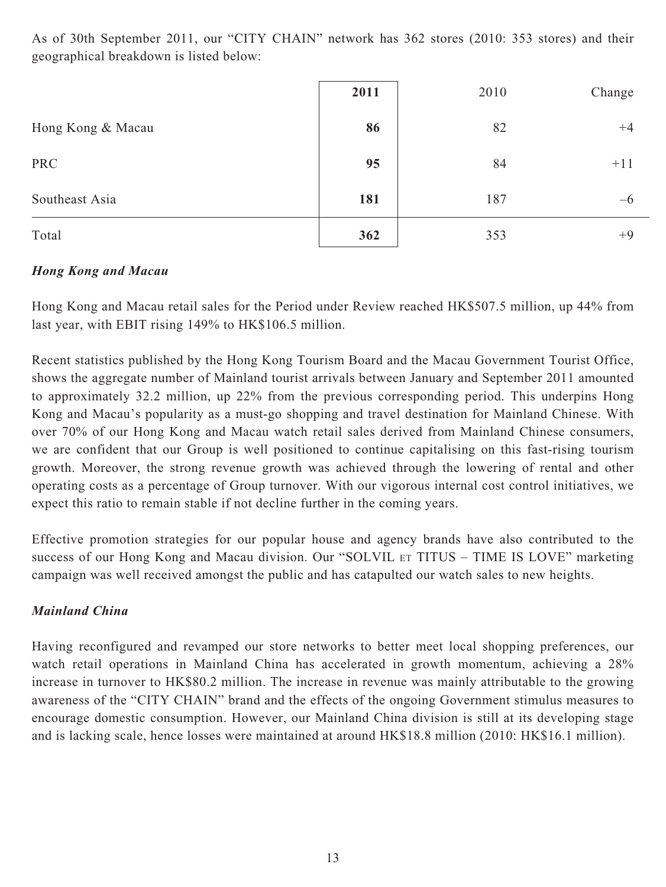As of 30th September 2011, our "CITY CHAIN" network has 362 stores (2010: 353 stores) and their geographical breakdown is listed below:

| | **2011** | 2010 | Change |
|---|---|---|---|
| Hong Kong & Macau | **86** | 82 | +4 |
| PRC | **95** | 84 | +11 |
| Southeast Asia | **181** | 187 | –6 |
| Total | **362** | 353 | +9 |

***Hong Kong and Macau***

Hong Kong and Macau retail sales for the Period under Review reached HK$507.5 million, up 44% from last year, with EBIT rising 149% to HK$106.5 million.

Recent statistics published by the Hong Kong Tourism Board and the Macau Government Tourist Office, shows the aggregate number of Mainland tourist arrivals between January and September 2011 amounted to approximately 32.2 million, up 22% from the previous corresponding period. This underpins Hong Kong and Macau's popularity as a must-go shopping and travel destination for Mainland Chinese. With over 70% of our Hong Kong and Macau watch retail sales derived from Mainland Chinese consumers, we are confident that our Group is well positioned to continue capitalising on this fast-rising tourism growth. Moreover, the strong revenue growth was achieved through the lowering of rental and other operating costs as a percentage of Group turnover. With our vigorous internal cost control initiatives, we expect this ratio to remain stable if not decline further in the coming years.

Effective promotion strategies for our popular house and agency brands have also contributed to the success of our Hong Kong and Macau division. Our "SOLVIL ET TITUS – TIME IS LOVE" marketing campaign was well received amongst the public and has catapulted our watch sales to new heights.

***Mainland China***

Having reconfigured and revamped our store networks to better meet local shopping preferences, our watch retail operations in Mainland China has accelerated in growth momentum, achieving a 28% increase in turnover to HK$80.2 million. The increase in revenue was mainly attributable to the growing awareness of the "CITY CHAIN" brand and the effects of the ongoing Government stimulus measures to encourage domestic consumption. However, our Mainland China division is still at its developing stage and is lacking scale, hence losses were maintained at around HK$18.8 million (2010: HK$16.1 million).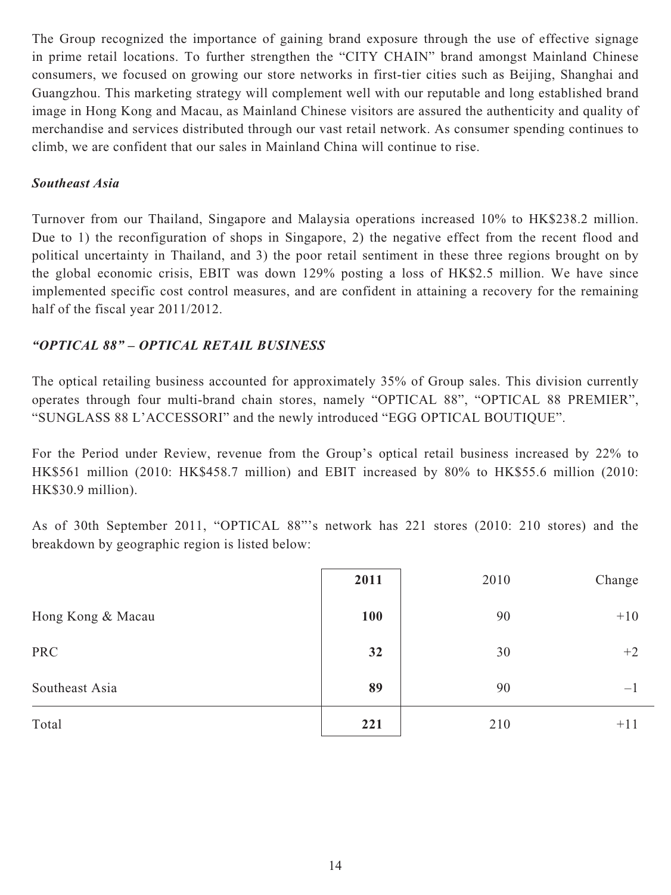The Group recognized the importance of gaining brand exposure through the use of effective signage in prime retail locations. To further strengthen the "CITY CHAIN" brand amongst Mainland Chinese consumers, we focused on growing our store networks in first-tier cities such as Beijing, Shanghai and Guangzhou. This marketing strategy will complement well with our reputable and long established brand image in Hong Kong and Macau, as Mainland Chinese visitors are assured the authenticity and quality of merchandise and services distributed through our vast retail network. As consumer spending continues to climb, we are confident that our sales in Mainland China will continue to rise.

***Southeast Asia***

Turnover from our Thailand, Singapore and Malaysia operations increased 10% to HK$238.2 million. Due to 1) the reconfiguration of shops in Singapore, 2) the negative effect from the recent flood and political uncertainty in Thailand, and 3) the poor retail sentiment in these three regions brought on by the global economic crisis, EBIT was down 129% posting a loss of HK$2.5 million. We have since implemented specific cost control measures, and are confident in attaining a recovery for the remaining half of the fiscal year 2011/2012.

***"OPTICAL 88" – OPTICAL RETAIL BUSINESS***

The optical retailing business accounted for approximately 35% of Group sales. This division currently operates through four multi-brand chain stores, namely "OPTICAL 88", "OPTICAL 88 PREMIER", "SUNGLASS 88 L'ACCESSORI" and the newly introduced "EGG OPTICAL BOUTIQUE".

For the Period under Review, revenue from the Group's optical retail business increased by 22% to HK$561 million (2010: HK$458.7 million) and EBIT increased by 80% to HK$55.6 million (2010: HK$30.9 million).

As of 30th September 2011, "OPTICAL 88"'s network has 221 stores (2010: 210 stores) and the breakdown by geographic region is listed below:

| | **2011** | 2010 | Change |
|---|---|---|---|
| Hong Kong & Macau | **100** | 90 | +10 |
| PRC | **32** | 30 | +2 |
| Southeast Asia | **89** | 90 | –1 |
| Total | **221** | 210 | +11 |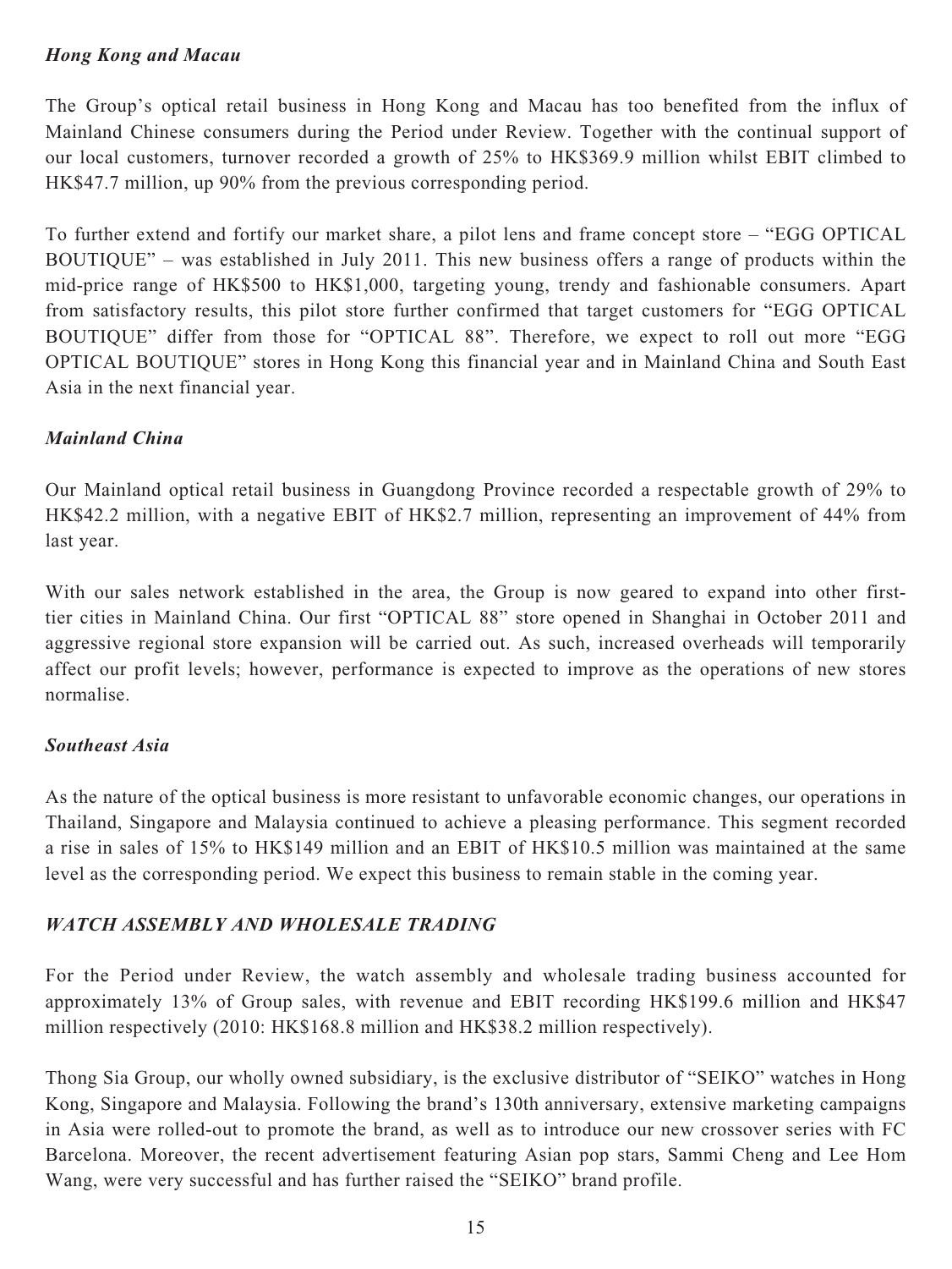### *Hong Kong and Macau*

The Group's optical retail business in Hong Kong and Macau has too benefited from the influx of Mainland Chinese consumers during the Period under Review. Together with the continual support of our local customers, turnover recorded a growth of 25% to HK$369.9 million whilst EBIT climbed to HK$47.7 million, up 90% from the previous corresponding period.

To further extend and fortify our market share, a pilot lens and frame concept store – "EGG OPTICAL BOUTIQUE" – was established in July 2011. This new business offers a range of products within the mid-price range of HK$500 to HK$1,000, targeting young, trendy and fashionable consumers. Apart from satisfactory results, this pilot store further confirmed that target customers for "EGG OPTICAL BOUTIQUE" differ from those for "OPTICAL 88". Therefore, we expect to roll out more "EGG OPTICAL BOUTIQUE" stores in Hong Kong this financial year and in Mainland China and South East Asia in the next financial year.

### *Mainland China*

Our Mainland optical retail business in Guangdong Province recorded a respectable growth of 29% to HK$42.2 million, with a negative EBIT of HK$2.7 million, representing an improvement of 44% from last year.

With our sales network established in the area, the Group is now geared to expand into other first-tier cities in Mainland China. Our first "OPTICAL 88" store opened in Shanghai in October 2011 and aggressive regional store expansion will be carried out. As such, increased overheads will temporarily affect our profit levels; however, performance is expected to improve as the operations of new stores normalise.

### *Southeast Asia*

As the nature of the optical business is more resistant to unfavorable economic changes, our operations in Thailand, Singapore and Malaysia continued to achieve a pleasing performance. This segment recorded a rise in sales of 15% to HK$149 million and an EBIT of HK$10.5 million was maintained at the same level as the corresponding period. We expect this business to remain stable in the coming year.

## *WATCH ASSEMBLY AND WHOLESALE TRADING*

For the Period under Review, the watch assembly and wholesale trading business accounted for approximately 13% of Group sales, with revenue and EBIT recording HK$199.6 million and HK$47 million respectively (2010: HK$168.8 million and HK$38.2 million respectively).

Thong Sia Group, our wholly owned subsidiary, is the exclusive distributor of "SEIKO" watches in Hong Kong, Singapore and Malaysia. Following the brand's 130th anniversary, extensive marketing campaigns in Asia were rolled-out to promote the brand, as well as to introduce our new crossover series with FC Barcelona. Moreover, the recent advertisement featuring Asian pop stars, Sammi Cheng and Lee Hom Wang, were very successful and has further raised the "SEIKO" brand profile.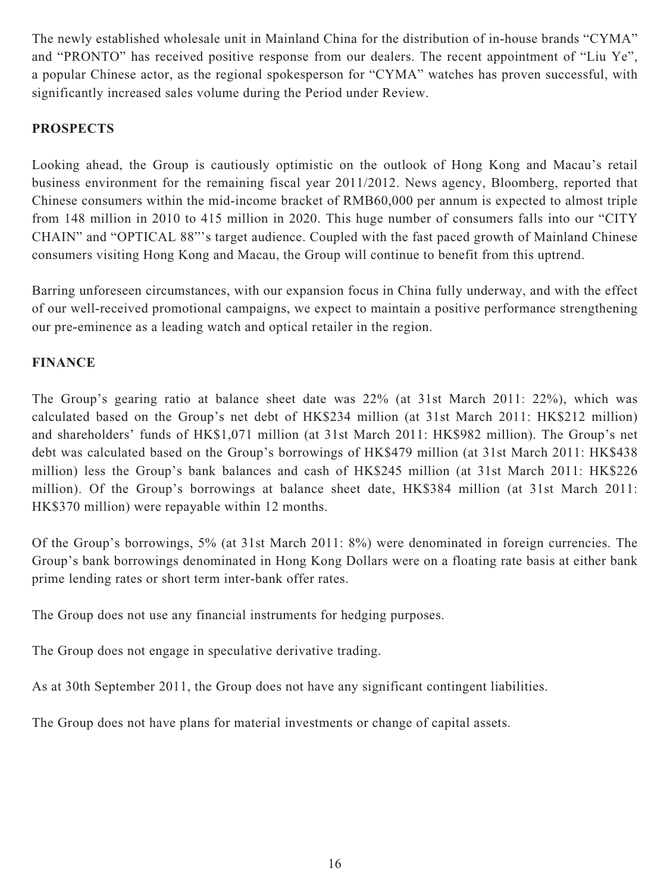The newly established wholesale unit in Mainland China for the distribution of in-house brands "CYMA" and "PRONTO" has received positive response from our dealers. The recent appointment of "Liu Ye", a popular Chinese actor, as the regional spokesperson for "CYMA" watches has proven successful, with significantly increased sales volume during the Period under Review.

## PROSPECTS

Looking ahead, the Group is cautiously optimistic on the outlook of Hong Kong and Macau's retail business environment for the remaining fiscal year 2011/2012. News agency, Bloomberg, reported that Chinese consumers within the mid-income bracket of RMB60,000 per annum is expected to almost triple from 148 million in 2010 to 415 million in 2020. This huge number of consumers falls into our "CITY CHAIN" and "OPTICAL 88"'s target audience. Coupled with the fast paced growth of Mainland Chinese consumers visiting Hong Kong and Macau, the Group will continue to benefit from this uptrend.

Barring unforeseen circumstances, with our expansion focus in China fully underway, and with the effect of our well-received promotional campaigns, we expect to maintain a positive performance strengthening our pre-eminence as a leading watch and optical retailer in the region.

## FINANCE

The Group's gearing ratio at balance sheet date was 22% (at 31st March 2011: 22%), which was calculated based on the Group's net debt of HK$234 million (at 31st March 2011: HK$212 million) and shareholders' funds of HK$1,071 million (at 31st March 2011: HK$982 million). The Group's net debt was calculated based on the Group's borrowings of HK$479 million (at 31st March 2011: HK$438 million) less the Group's bank balances and cash of HK$245 million (at 31st March 2011: HK$226 million). Of the Group's borrowings at balance sheet date, HK$384 million (at 31st March 2011: HK$370 million) were repayable within 12 months.

Of the Group's borrowings, 5% (at 31st March 2011: 8%) were denominated in foreign currencies. The Group's bank borrowings denominated in Hong Kong Dollars were on a floating rate basis at either bank prime lending rates or short term inter-bank offer rates.

The Group does not use any financial instruments for hedging purposes.

The Group does not engage in speculative derivative trading.

As at 30th September 2011, the Group does not have any significant contingent liabilities.

The Group does not have plans for material investments or change of capital assets.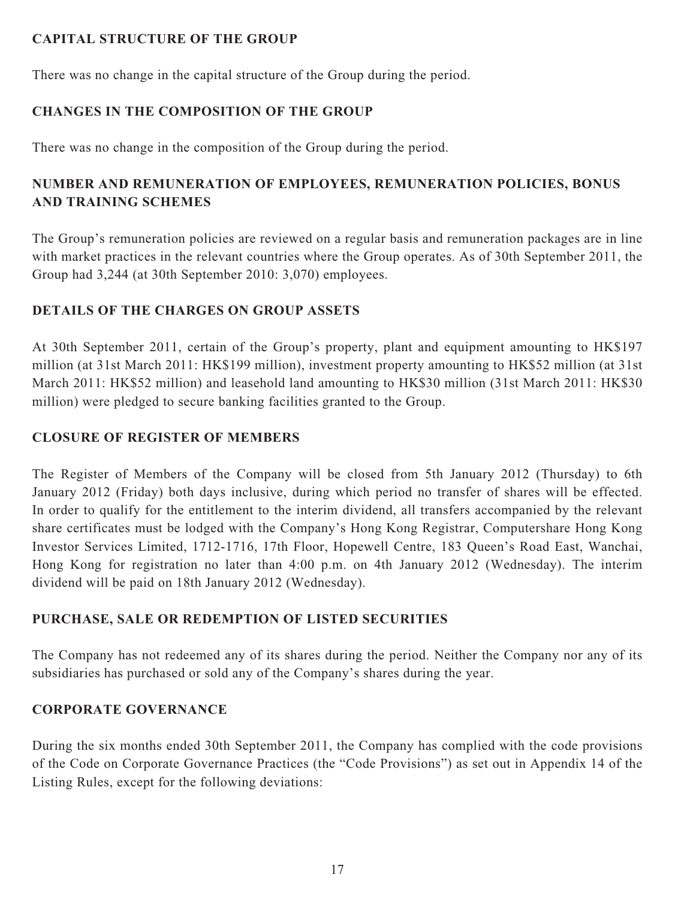## CAPITAL STRUCTURE OF THE GROUP

There was no change in the capital structure of the Group during the period.

## CHANGES IN THE COMPOSITION OF THE GROUP

There was no change in the composition of the Group during the period.

## NUMBER AND REMUNERATION OF EMPLOYEES, REMUNERATION POLICIES, BONUS AND TRAINING SCHEMES

The Group's remuneration policies are reviewed on a regular basis and remuneration packages are in line with market practices in the relevant countries where the Group operates. As of 30th September 2011, the Group had 3,244 (at 30th September 2010: 3,070) employees.

## DETAILS OF THE CHARGES ON GROUP ASSETS

At 30th September 2011, certain of the Group's property, plant and equipment amounting to HK$197 million (at 31st March 2011: HK$199 million), investment property amounting to HK$52 million (at 31st March 2011: HK$52 million) and leasehold land amounting to HK$30 million (31st March 2011: HK$30 million) were pledged to secure banking facilities granted to the Group.

## CLOSURE OF REGISTER OF MEMBERS

The Register of Members of the Company will be closed from 5th January 2012 (Thursday) to 6th January 2012 (Friday) both days inclusive, during which period no transfer of shares will be effected. In order to qualify for the entitlement to the interim dividend, all transfers accompanied by the relevant share certificates must be lodged with the Company's Hong Kong Registrar, Computershare Hong Kong Investor Services Limited, 1712-1716, 17th Floor, Hopewell Centre, 183 Queen's Road East, Wanchai, Hong Kong for registration no later than 4:00 p.m. on 4th January 2012 (Wednesday). The interim dividend will be paid on 18th January 2012 (Wednesday).

## PURCHASE, SALE OR REDEMPTION OF LISTED SECURITIES

The Company has not redeemed any of its shares during the period. Neither the Company nor any of its subsidiaries has purchased or sold any of the Company's shares during the year.

## CORPORATE GOVERNANCE

During the six months ended 30th September 2011, the Company has complied with the code provisions of the Code on Corporate Governance Practices (the "Code Provisions") as set out in Appendix 14 of the Listing Rules, except for the following deviations: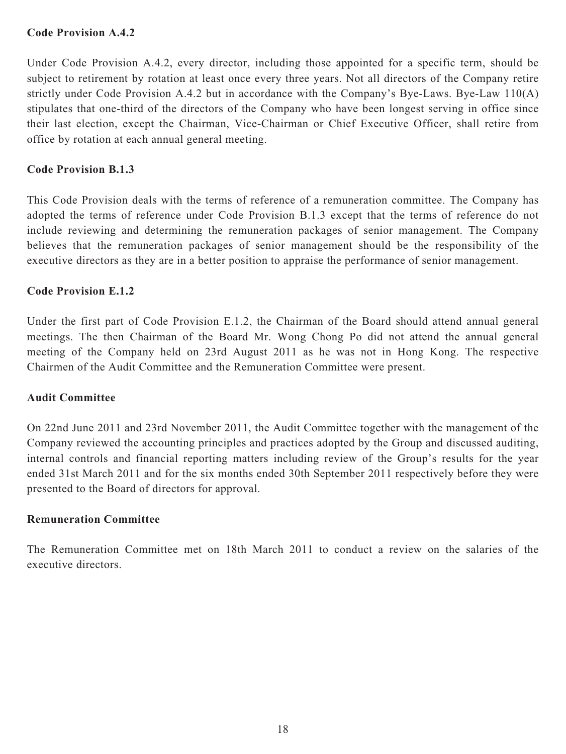**Code Provision A.4.2**

Under Code Provision A.4.2, every director, including those appointed for a specific term, should be subject to retirement by rotation at least once every three years. Not all directors of the Company retire strictly under Code Provision A.4.2 but in accordance with the Company's Bye-Laws. Bye-Law 110(A) stipulates that one-third of the directors of the Company who have been longest serving in office since their last election, except the Chairman, Vice-Chairman or Chief Executive Officer, shall retire from office by rotation at each annual general meeting.

**Code Provision B.1.3**

This Code Provision deals with the terms of reference of a remuneration committee. The Company has adopted the terms of reference under Code Provision B.1.3 except that the terms of reference do not include reviewing and determining the remuneration packages of senior management. The Company believes that the remuneration packages of senior management should be the responsibility of the executive directors as they are in a better position to appraise the performance of senior management.

**Code Provision E.1.2**

Under the first part of Code Provision E.1.2, the Chairman of the Board should attend annual general meetings. The then Chairman of the Board Mr. Wong Chong Po did not attend the annual general meeting of the Company held on 23rd August 2011 as he was not in Hong Kong. The respective Chairmen of the Audit Committee and the Remuneration Committee were present.

**Audit Committee**

On 22nd June 2011 and 23rd November 2011, the Audit Committee together with the management of the Company reviewed the accounting principles and practices adopted by the Group and discussed auditing, internal controls and financial reporting matters including review of the Group's results for the year ended 31st March 2011 and for the six months ended 30th September 2011 respectively before they were presented to the Board of directors for approval.

**Remuneration Committee**

The Remuneration Committee met on 18th March 2011 to conduct a review on the salaries of the executive directors.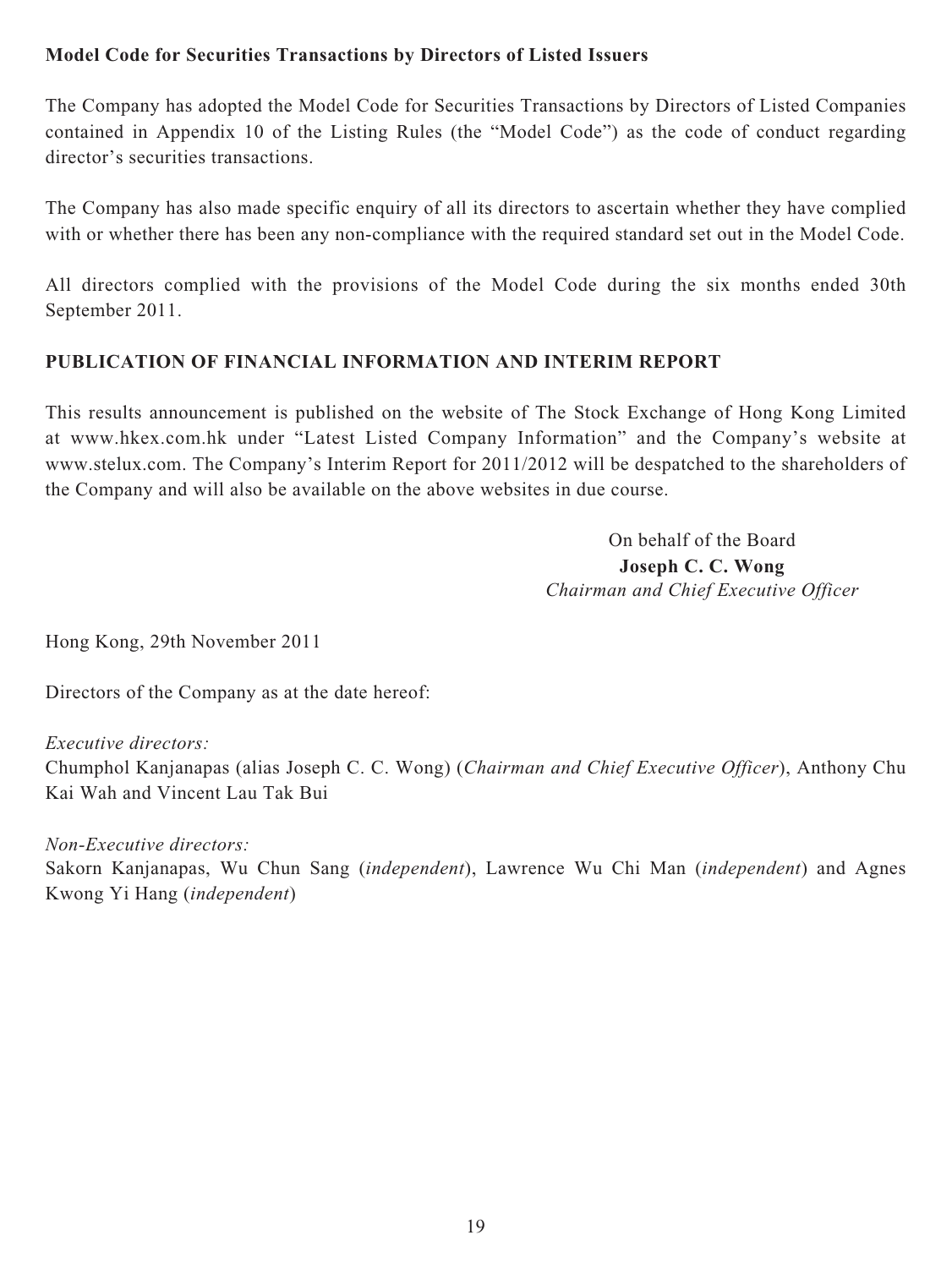**Model Code for Securities Transactions by Directors of Listed Issuers**

The Company has adopted the Model Code for Securities Transactions by Directors of Listed Companies contained in Appendix 10 of the Listing Rules (the "Model Code") as the code of conduct regarding director's securities transactions.

The Company has also made specific enquiry of all its directors to ascertain whether they have complied with or whether there has been any non-compliance with the required standard set out in the Model Code.

All directors complied with the provisions of the Model Code during the six months ended 30th September 2011.

## PUBLICATION OF FINANCIAL INFORMATION AND INTERIM REPORT

This results announcement is published on the website of The Stock Exchange of Hong Kong Limited at www.hkex.com.hk under "Latest Listed Company Information" and the Company's website at www.stelux.com. The Company's Interim Report for 2011/2012 will be despatched to the shareholders of the Company and will also be available on the above websites in due course.

On behalf of the Board
**Joseph C. C. Wong**
*Chairman and Chief Executive Officer*

Hong Kong, 29th November 2011

Directors of the Company as at the date hereof:

*Executive directors:*
Chumphol Kanjanapas (alias Joseph C. C. Wong) (*Chairman and Chief Executive Officer*), Anthony Chu Kai Wah and Vincent Lau Tak Bui

*Non-Executive directors:*
Sakorn Kanjanapas, Wu Chun Sang (*independent*), Lawrence Wu Chi Man (*independent*) and Agnes Kwong Yi Hang (*independent*)